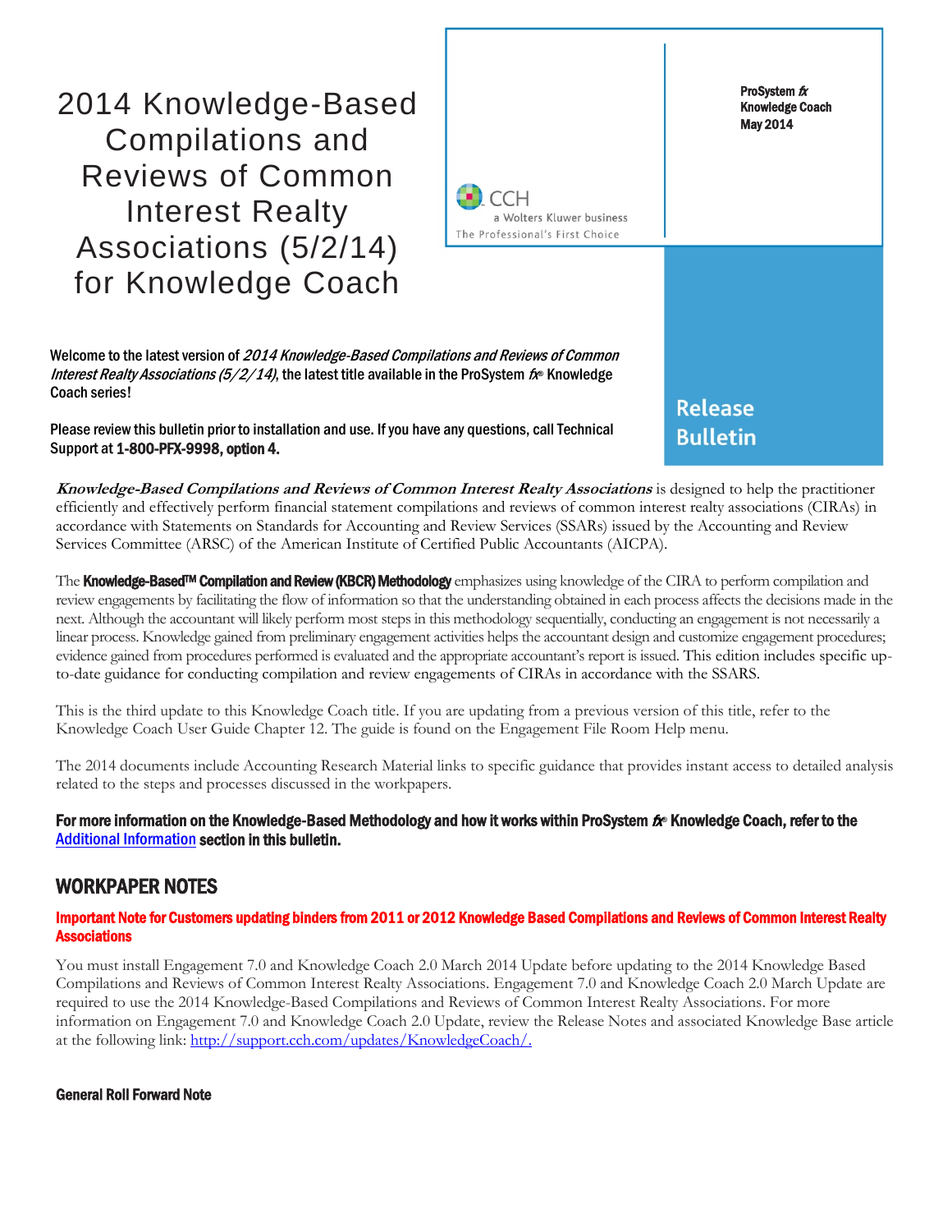# 2014 Knowledge-Based Compilations and Reviews of Common Interest Realty Associations (5/2/14) for Knowledge Coach

ProSystem *fx*
Knowledge Coach
May 2014

CCH
a Wolters Kluwer business
The Professional's First Choice

**Release Bulletin**

**Welcome to the latest version of *2014 Knowledge-Based Compilations and Reviews of Common Interest Realty Associations (5/2/14)*, the latest title available in the ProSystem *fx*® Knowledge Coach series!**

**Please review this bulletin prior to installation and use. If you have any questions, call Technical Support at 1-800-PFX-9998, option 4.**

***Knowledge-Based Compilations and Reviews of Common Interest Realty Associations*** is designed to help the practitioner efficiently and effectively perform financial statement compilations and reviews of common interest realty associations (CIRAs) in accordance with Statements on Standards for Accounting and Review Services (SSARs) issued by the Accounting and Review Services Committee (ARSC) of the American Institute of Certified Public Accountants (AICPA).

The **Knowledge-Based™ Compilation and Review (KBCR) Methodology** emphasizes using knowledge of the CIRA to perform compilation and review engagements by facilitating the flow of information so that the understanding obtained in each process affects the decisions made in the next. Although the accountant will likely perform most steps in this methodology sequentially, conducting an engagement is not necessarily a linear process. Knowledge gained from preliminary engagement activities helps the accountant design and customize engagement procedures; evidence gained from procedures performed is evaluated and the appropriate accountant's report is issued. This edition includes specific up-to-date guidance for conducting compilation and review engagements of CIRAs in accordance with the SSARS.

This is the third update to this Knowledge Coach title. If you are updating from a previous version of this title, refer to the Knowledge Coach User Guide Chapter 12. The guide is found on the Engagement File Room Help menu.

The 2014 documents include Accounting Research Material links to specific guidance that provides instant access to detailed analysis related to the steps and processes discussed in the workpapers.

**For more information on the Knowledge-Based Methodology and how it works within ProSystem *fx*® Knowledge Coach, refer to the Additional Information section in this bulletin.**

## WORKPAPER NOTES

**Important Note for Customers updating binders from 2011 or 2012 Knowledge Based Compilations and Reviews of Common Interest Realty Associations**

You must install Engagement 7.0 and Knowledge Coach 2.0 March 2014 Update before updating to the 2014 Knowledge Based Compilations and Reviews of Common Interest Realty Associations. Engagement 7.0 and Knowledge Coach 2.0 March Update are required to use the 2014 Knowledge-Based Compilations and Reviews of Common Interest Realty Associations. For more information on Engagement 7.0 and Knowledge Coach 2.0 Update, review the Release Notes and associated Knowledge Base article at the following link: http://support.cch.com/updates/KnowledgeCoach/.

**General Roll Forward Note**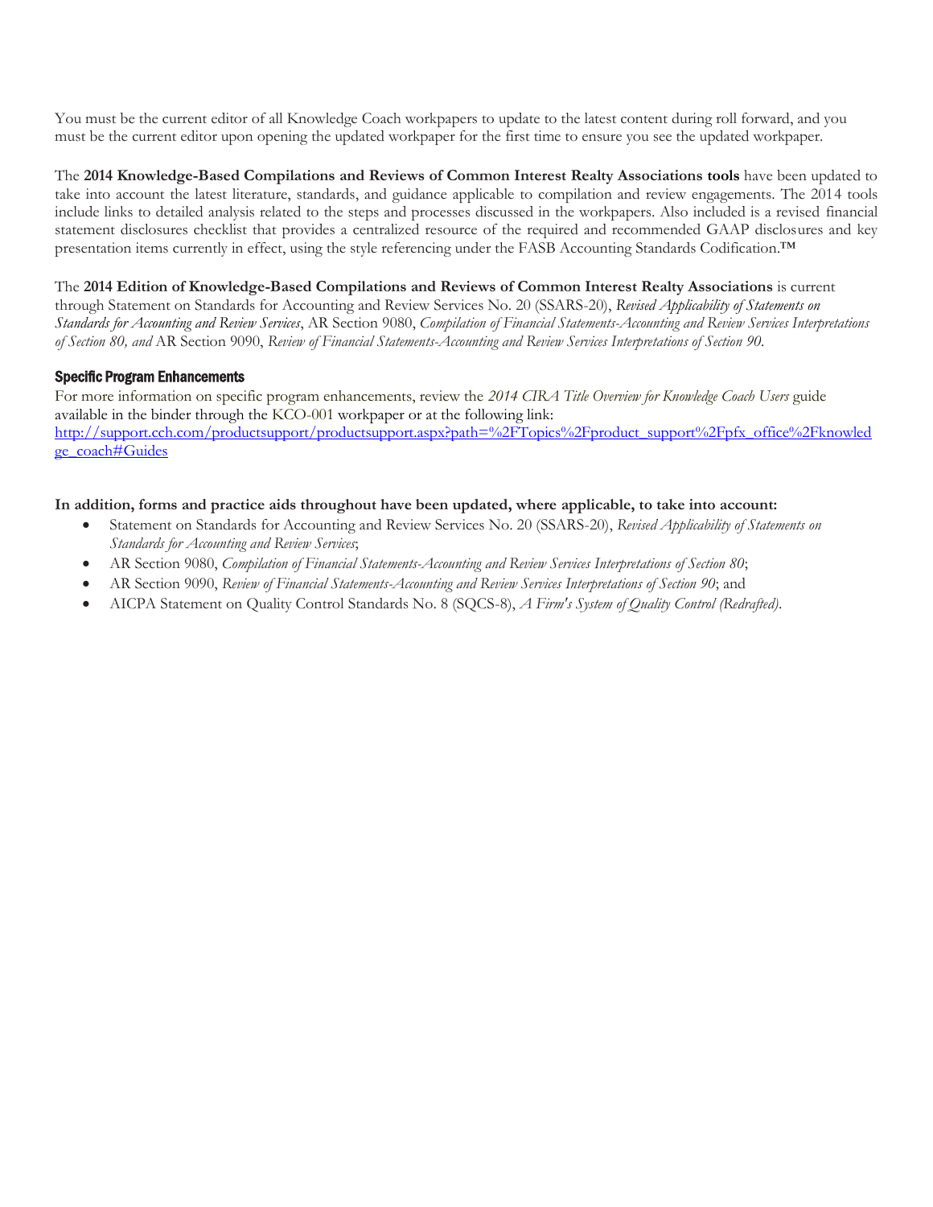You must be the current editor of all Knowledge Coach workpapers to update to the latest content during roll forward, and you must be the current editor upon opening the updated workpaper for the first time to ensure you see the updated workpaper.

The **2014 Knowledge-Based Compilations and Reviews of Common Interest Realty Associations tools** have been updated to take into account the latest literature, standards, and guidance applicable to compilation and review engagements. The 2014 tools include links to detailed analysis related to the steps and processes discussed in the workpapers. Also included is a revised financial statement disclosures checklist that provides a centralized resource of the required and recommended GAAP disclosures and key presentation items currently in effect, using the style referencing under the FASB Accounting Standards Codification.™

The **2014 Edition of Knowledge-Based Compilations and Reviews of Common Interest Realty Associations** is current through Statement on Standards for Accounting and Review Services No. 20 (SSARS-20), *Revised Applicability of Statements on Standards for Accounting and Review Services*, AR Section 9080, *Compilation of Financial Statements-Accounting and Review Services Interpretations of Section 80, and* AR Section 9090, *Review of Financial Statements-Accounting and Review Services Interpretations of Section 90*.

### Specific Program Enhancements

For more information on specific program enhancements, review the *2014 CIRA Title Overview for Knowledge Coach Users* guide available in the binder through the KCO-001 workpaper or at the following link: http://support.cch.com/productsupport/productsupport.aspx?path=%2FTopics%2Fproduct_support%2Fpfx_office%2Fknowledge_coach#Guides

**In addition, forms and practice aids throughout have been updated, where applicable, to take into account:**

- Statement on Standards for Accounting and Review Services No. 20 (SSARS-20), *Revised Applicability of Statements on Standards for Accounting and Review Services*;
- AR Section 9080, *Compilation of Financial Statements-Accounting and Review Services Interpretations of Section 80*;
- AR Section 9090, *Review of Financial Statements-Accounting and Review Services Interpretations of Section 90*; and
- AICPA Statement on Quality Control Standards No. 8 (SQCS-8), *A Firm's System of Quality Control (Redrafted)*.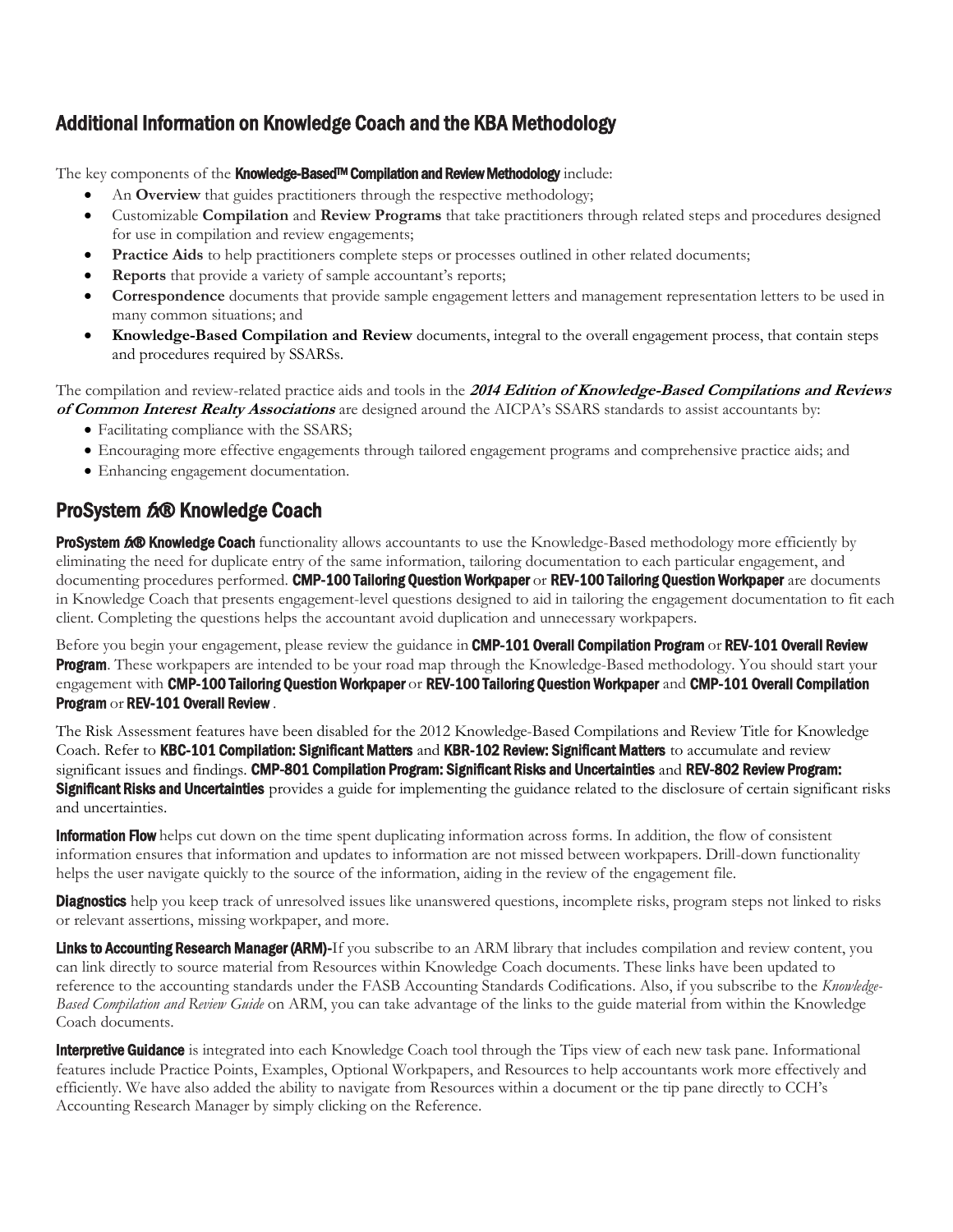## Additional Information on Knowledge Coach and the KBA Methodology

The key components of the **Knowledge-Based™ Compilation and Review Methodology** include:

- An **Overview** that guides practitioners through the respective methodology;
- Customizable **Compilation** and **Review Programs** that take practitioners through related steps and procedures designed for use in compilation and review engagements;
- **Practice Aids** to help practitioners complete steps or processes outlined in other related documents;
- **Reports** that provide a variety of sample accountant's reports;
- **Correspondence** documents that provide sample engagement letters and management representation letters to be used in many common situations; and
- **Knowledge-Based Compilation and Review** documents, integral to the overall engagement process, that contain steps and procedures required by SSARSs.

The compilation and review-related practice aids and tools in the ***2014 Edition of Knowledge-Based Compilations and Reviews of Common Interest Realty Associations*** are designed around the AICPA's SSARS standards to assist accountants by:

- Facilitating compliance with the SSARS;
- Encouraging more effective engagements through tailored engagement programs and comprehensive practice aids; and
- Enhancing engagement documentation.

## ProSystem *fx*® Knowledge Coach

**ProSystem *fx*® Knowledge Coach** functionality allows accountants to use the Knowledge-Based methodology more efficiently by eliminating the need for duplicate entry of the same information, tailoring documentation to each particular engagement, and documenting procedures performed. **CMP-100 Tailoring Question Workpaper** or **REV-100 Tailoring Question Workpaper** are documents in Knowledge Coach that presents engagement-level questions designed to aid in tailoring the engagement documentation to fit each client. Completing the questions helps the accountant avoid duplication and unnecessary workpapers.

Before you begin your engagement, please review the guidance in **CMP-101 Overall Compilation Program** or **REV-101 Overall Review Program**. These workpapers are intended to be your road map through the Knowledge-Based methodology. You should start your engagement with **CMP-100 Tailoring Question Workpaper** or **REV-100 Tailoring Question Workpaper** and **CMP-101 Overall Compilation Program** or **REV-101 Overall Review** .

The Risk Assessment features have been disabled for the 2012 Knowledge-Based Compilations and Review Title for Knowledge Coach. Refer to **KBC-101 Compilation: Significant Matters** and **KBR-102 Review: Significant Matters** to accumulate and review significant issues and findings. **CMP-801 Compilation Program: Significant Risks and Uncertainties** and **REV-802 Review Program: Significant Risks and Uncertainties** provides a guide for implementing the guidance related to the disclosure of certain significant risks and uncertainties.

**Information Flow** helps cut down on the time spent duplicating information across forms. In addition, the flow of consistent information ensures that information and updates to information are not missed between workpapers. Drill-down functionality helps the user navigate quickly to the source of the information, aiding in the review of the engagement file.

**Diagnostics** help you keep track of unresolved issues like unanswered questions, incomplete risks, program steps not linked to risks or relevant assertions, missing workpaper, and more.

**Links to Accounting Research Manager (ARM)**-If you subscribe to an ARM library that includes compilation and review content, you can link directly to source material from Resources within Knowledge Coach documents. These links have been updated to reference to the accounting standards under the FASB Accounting Standards Codifications. Also, if you subscribe to the *Knowledge-Based Compilation and Review Guide* on ARM, you can take advantage of the links to the guide material from within the Knowledge Coach documents.

**Interpretive Guidance** is integrated into each Knowledge Coach tool through the Tips view of each new task pane. Informational features include Practice Points, Examples, Optional Workpapers, and Resources to help accountants work more effectively and efficiently. We have also added the ability to navigate from Resources within a document or the tip pane directly to CCH's Accounting Research Manager by simply clicking on the Reference.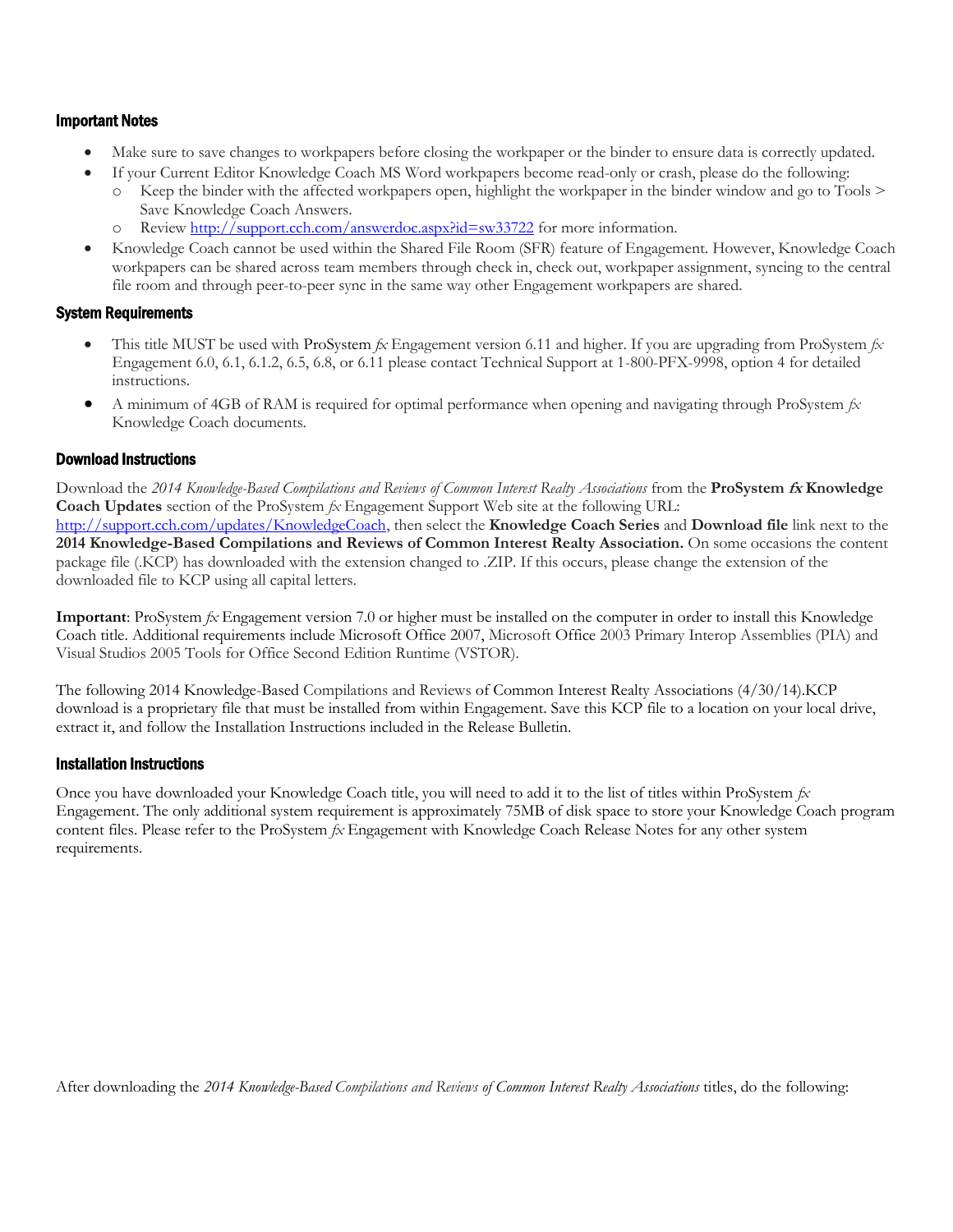### Important Notes

- Make sure to save changes to workpapers before closing the workpaper or the binder to ensure data is correctly updated.
- If your Current Editor Knowledge Coach MS Word workpapers become read-only or crash, please do the following:
  - Keep the binder with the affected workpapers open, highlight the workpaper in the binder window and go to Tools > Save Knowledge Coach Answers.
  - Review http://support.cch.com/answerdoc.aspx?id=sw33722 for more information.
- Knowledge Coach cannot be used within the Shared File Room (SFR) feature of Engagement. However, Knowledge Coach workpapers can be shared across team members through check in, check out, workpaper assignment, syncing to the central file room and through peer-to-peer sync in the same way other Engagement workpapers are shared.

### System Requirements

- This title MUST be used with ProSystem *fx* Engagement version 6.11 and higher. If you are upgrading from ProSystem *fx* Engagement 6.0, 6.1, 6.1.2, 6.5, 6.8, or 6.11 please contact Technical Support at 1-800-PFX-9998, option 4 for detailed instructions.
- A minimum of 4GB of RAM is required for optimal performance when opening and navigating through ProSystem *fx* Knowledge Coach documents.

### Download Instructions

Download the *2014 Knowledge-Based Compilations and Reviews of Common Interest Realty Associations* from the **ProSystem *fx* Knowledge Coach Updates** section of the ProSystem *fx* Engagement Support Web site at the following URL: http://support.cch.com/updates/KnowledgeCoach, then select the **Knowledge Coach Series** and **Download file** link next to the **2014 Knowledge-Based Compilations and Reviews of Common Interest Realty Association.** On some occasions the content package file (.KCP) has downloaded with the extension changed to .ZIP. If this occurs, please change the extension of the downloaded file to KCP using all capital letters.

**Important**: ProSystem *fx* Engagement version 7.0 or higher must be installed on the computer in order to install this Knowledge Coach title. Additional requirements include Microsoft Office 2007, Microsoft Office 2003 Primary Interop Assemblies (PIA) and Visual Studios 2005 Tools for Office Second Edition Runtime (VSTOR).

The following 2014 Knowledge-Based Compilations and Reviews of Common Interest Realty Associations (4/30/14).KCP download is a proprietary file that must be installed from within Engagement. Save this KCP file to a location on your local drive, extract it, and follow the Installation Instructions included in the Release Bulletin.

### Installation Instructions

Once you have downloaded your Knowledge Coach title, you will need to add it to the list of titles within ProSystem *fx* Engagement. The only additional system requirement is approximately 75MB of disk space to store your Knowledge Coach program content files. Please refer to the ProSystem *fx* Engagement with Knowledge Coach Release Notes for any other system requirements.

After downloading the *2014 Knowledge-Based Compilations and Reviews of Common Interest Realty Associations* titles, do the following: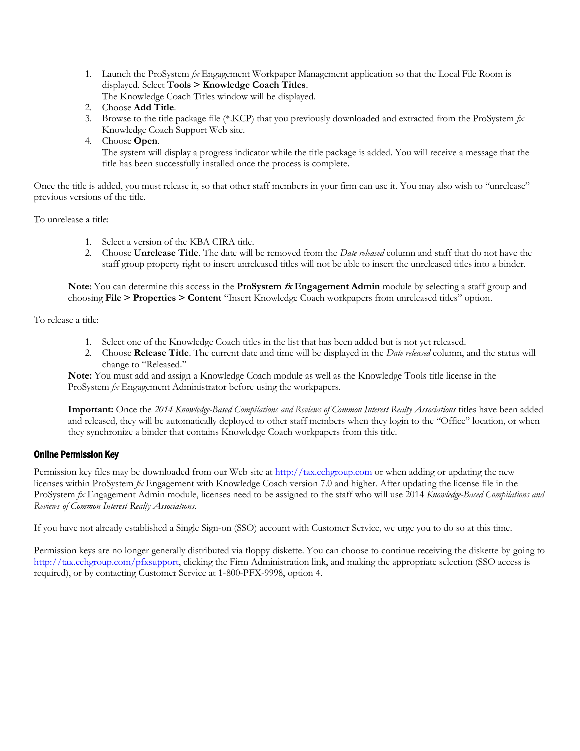1. Launch the ProSystem *fx* Engagement Workpaper Management application so that the Local File Room is displayed. Select **Tools > Knowledge Coach Titles**.
   The Knowledge Coach Titles window will be displayed.
2. Choose **Add Title**.
3. Browse to the title package file (*.KCP) that you previously downloaded and extracted from the ProSystem *fx* Knowledge Coach Support Web site.
4. Choose **Open**.
   The system will display a progress indicator while the title package is added. You will receive a message that the title has been successfully installed once the process is complete.

Once the title is added, you must release it, so that other staff members in your firm can use it. You may also wish to "unrelease" previous versions of the title.

To unrelease a title:

1. Select a version of the KBA CIRA title.
2. Choose **Unrelease Title**. The date will be removed from the *Date released* column and staff that do not have the staff group property right to insert unreleased titles will not be able to insert the unreleased titles into a binder.

**Note**: You can determine this access in the **ProSystem *fx* Engagement Admin** module by selecting a staff group and choosing **File > Properties > Content** "Insert Knowledge Coach workpapers from unreleased titles" option.

To release a title:

1. Select one of the Knowledge Coach titles in the list that has been added but is not yet released.
2. Choose **Release Title**. The current date and time will be displayed in the *Date released* column, and the status will change to "Released."

**Note:** You must add and assign a Knowledge Coach module as well as the Knowledge Tools title license in the ProSystem *fx* Engagement Administrator before using the workpapers.

**Important:** Once the *2014 Knowledge-Based Compilations and Reviews of Common Interest Realty Associations* titles have been added and released, they will be automatically deployed to other staff members when they login to the "Office" location, or when they synchronize a binder that contains Knowledge Coach workpapers from this title.

### Online Permission Key

Permission key files may be downloaded from our Web site at http://tax.cchgroup.com or when adding or updating the new licenses within ProSystem *fx* Engagement with Knowledge Coach version 7.0 and higher. After updating the license file in the ProSystem *fx* Engagement Admin module, licenses need to be assigned to the staff who will use 2014 *Knowledge-Based Compilations and Reviews of Common Interest Realty Associations*.

If you have not already established a Single Sign-on (SSO) account with Customer Service, we urge you to do so at this time.

Permission keys are no longer generally distributed via floppy diskette. You can choose to continue receiving the diskette by going to http://tax.cchgroup.com/pfxsupport, clicking the Firm Administration link, and making the appropriate selection (SSO access is required), or by contacting Customer Service at 1-800-PFX-9998, option 4.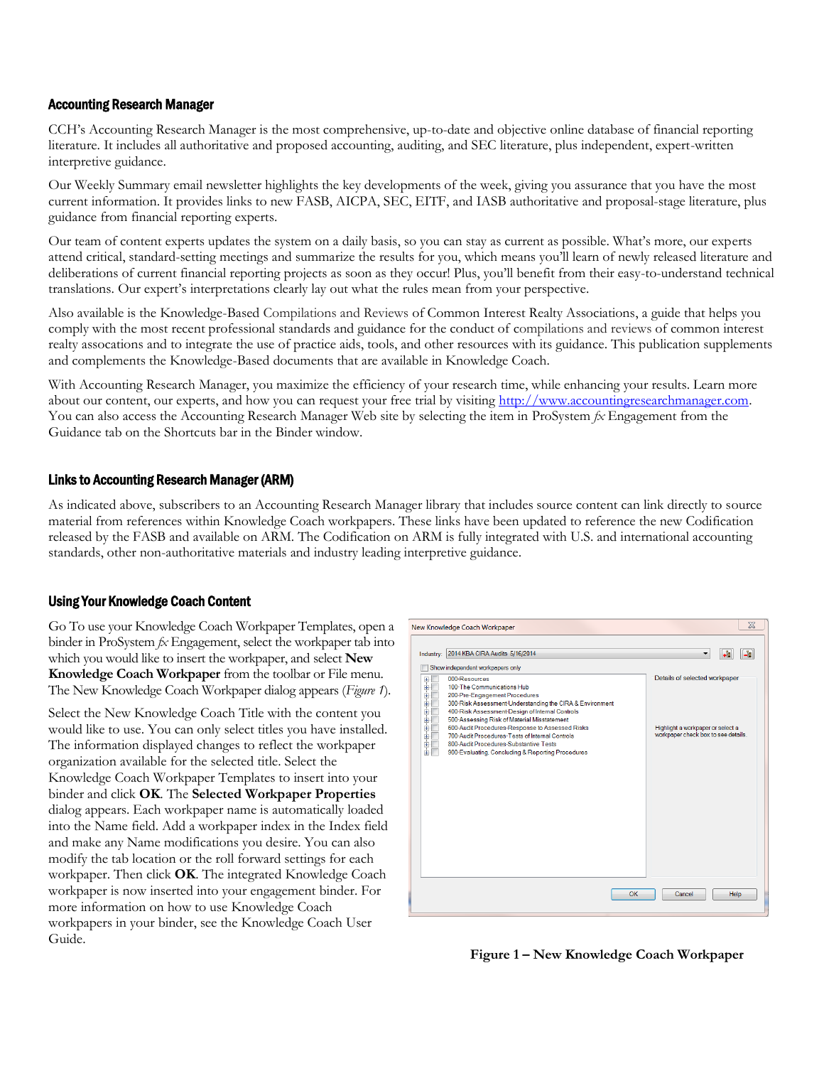### Accounting Research Manager

CCH's Accounting Research Manager is the most comprehensive, up-to-date and objective online database of financial reporting literature. It includes all authoritative and proposed accounting, auditing, and SEC literature, plus independent, expert-written interpretive guidance.

Our Weekly Summary email newsletter highlights the key developments of the week, giving you assurance that you have the most current information. It provides links to new FASB, AICPA, SEC, EITF, and IASB authoritative and proposal-stage literature, plus guidance from financial reporting experts.

Our team of content experts updates the system on a daily basis, so you can stay as current as possible. What's more, our experts attend critical, standard-setting meetings and summarize the results for you, which means you'll learn of newly released literature and deliberations of current financial reporting projects as soon as they occur! Plus, you'll benefit from their easy-to-understand technical translations. Our expert's interpretations clearly lay out what the rules mean from your perspective.

Also available is the Knowledge-Based Compilations and Reviews of Common Interest Realty Associations, a guide that helps you comply with the most recent professional standards and guidance for the conduct of compilations and reviews of common interest realty assocations and to integrate the use of practice aids, tools, and other resources with its guidance. This publication supplements and complements the Knowledge-Based documents that are available in Knowledge Coach.

With Accounting Research Manager, you maximize the efficiency of your research time, while enhancing your results. Learn more about our content, our experts, and how you can request your free trial by visiting http://www.accountingresearchmanager.com. You can also access the Accounting Research Manager Web site by selecting the item in ProSystem *fx* Engagement from the Guidance tab on the Shortcuts bar in the Binder window.

### Links to Accounting Research Manager (ARM)

As indicated above, subscribers to an Accounting Research Manager library that includes source content can link directly to source material from references within Knowledge Coach workpapers. These links have been updated to reference the new Codification released by the FASB and available on ARM. The Codification on ARM is fully integrated with U.S. and international accounting standards, other non-authoritative materials and industry leading interpretive guidance.

### Using Your Knowledge Coach Content

Go To use your Knowledge Coach Workpaper Templates, open a binder in ProSystem *fx* Engagement, select the workpaper tab into which you would like to insert the workpaper, and select **New Knowledge Coach Workpaper** from the toolbar or File menu. The New Knowledge Coach Workpaper dialog appears (*Figure 1*).

Select the New Knowledge Coach Title with the content you would like to use. You can only select titles you have installed. The information displayed changes to reflect the workpaper organization available for the selected title. Select the Knowledge Coach Workpaper Templates to insert into your binder and click **OK**. The **Selected Workpaper Properties** dialog appears. Each workpaper name is automatically loaded into the Name field. Add a workpaper index in the Index field and make any Name modifications you desire. You can also modify the tab location or the roll forward settings for each workpaper. Then click **OK**. The integrated Knowledge Coach workpaper is now inserted into your engagement binder. For more information on how to use Knowledge Coach workpapers in your binder, see the Knowledge Coach User Guide.

**Figure 1 – New Knowledge Coach Workpaper**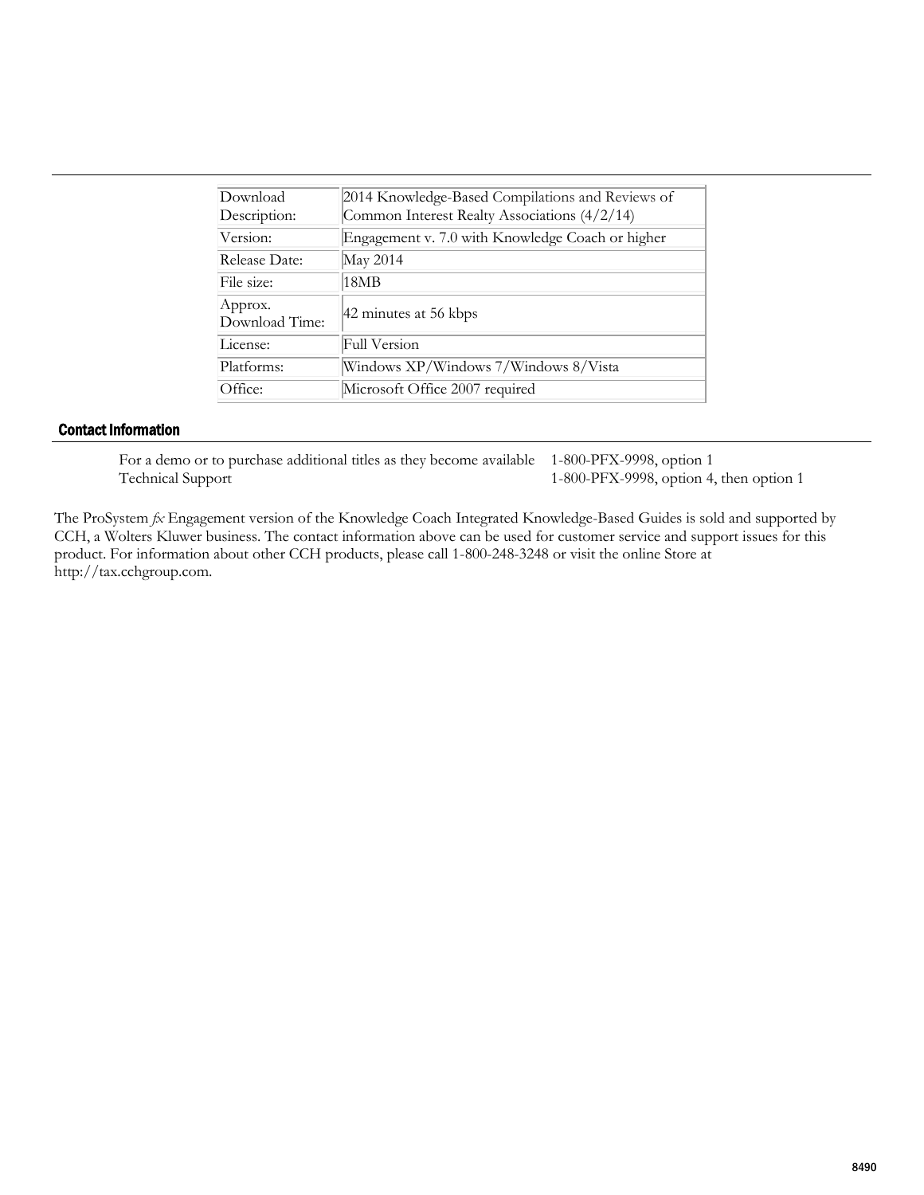| | |
|---|---|
| Download Description: | 2014 Knowledge-Based Compilations and Reviews of Common Interest Realty Associations (4/2/14) |
| Version: | Engagement v. 7.0 with Knowledge Coach or higher |
| Release Date: | May 2014 |
| File size: | 18MB |
| Approx. Download Time: | 42 minutes at 56 kbps |
| License: | Full Version |
| Platforms: | Windows XP/Windows 7/Windows 8/Vista |
| Office: | Microsoft Office 2007 required |

## Contact Information

| | |
|---|---|
| For a demo or to purchase additional titles as they become available | 1-800-PFX-9998, option 1 |
| Technical Support | 1-800-PFX-9998, option 4, then option 1 |

The ProSystem *fx* Engagement version of the Knowledge Coach Integrated Knowledge-Based Guides is sold and supported by CCH, a Wolters Kluwer business. The contact information above can be used for customer service and support issues for this product. For information about other CCH products, please call 1-800-248-3248 or visit the online Store at http://tax.cchgroup.com.